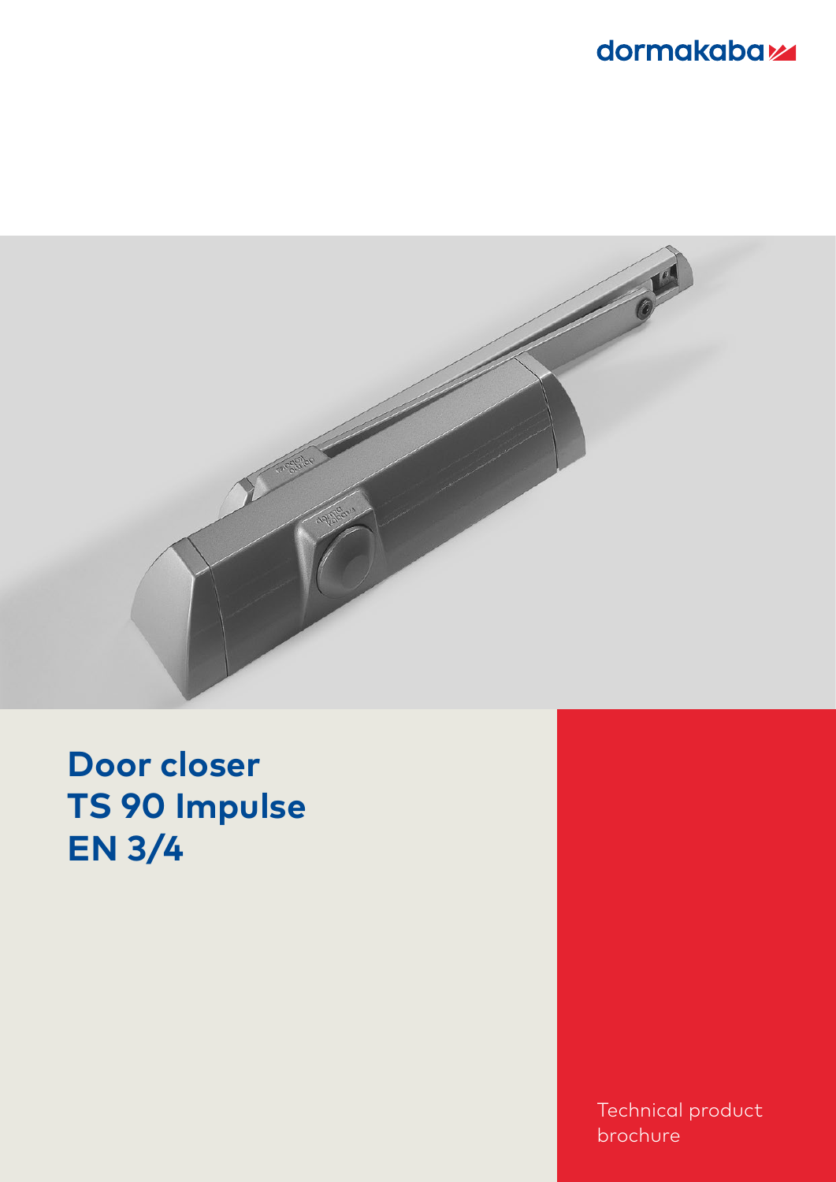dormakaba

# Door closer TS 90 Impulse EN 3/4

Technical product brochure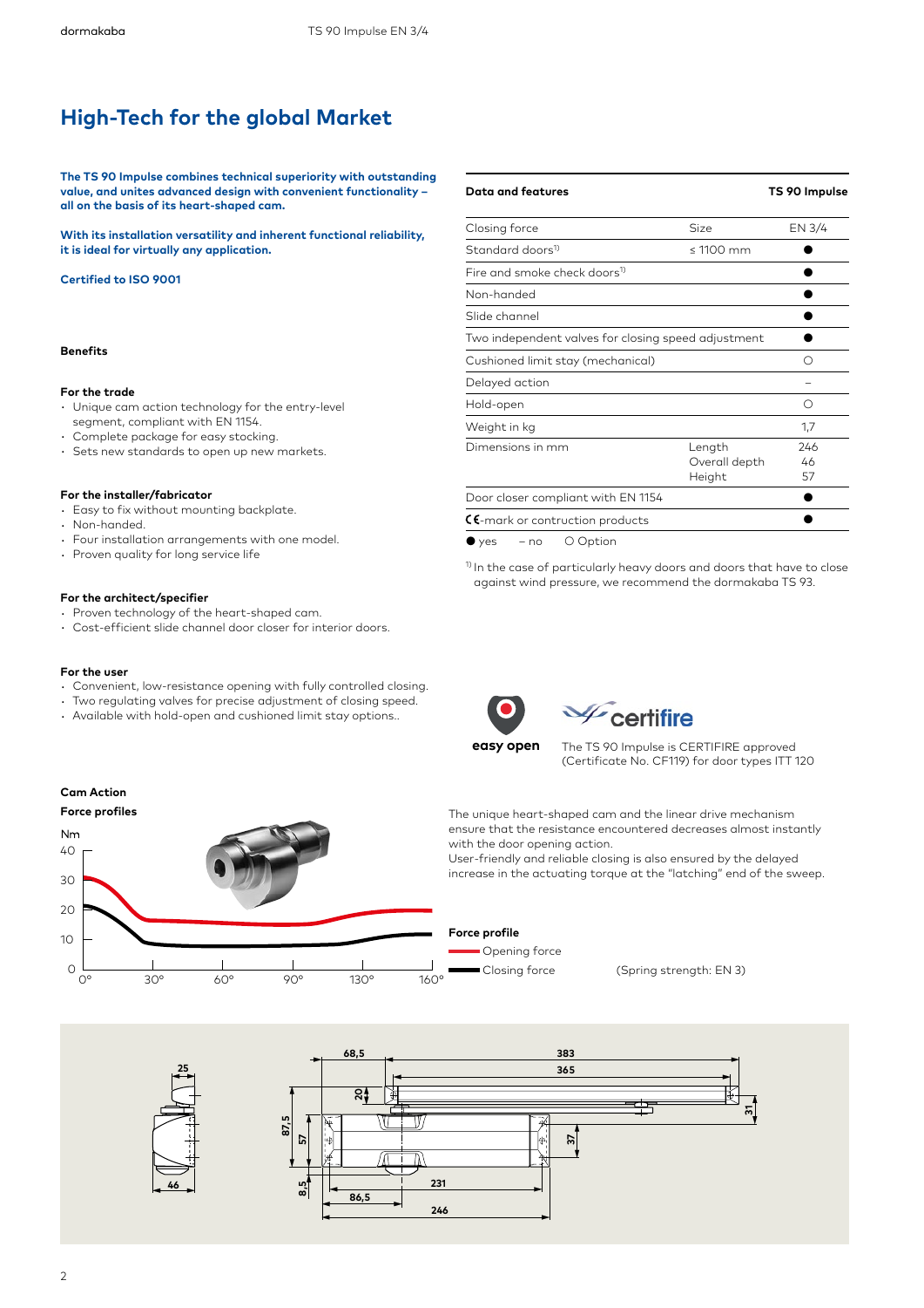# High-Tech for the global Market

**The TS 90 Impulse combines technical superiority with outstanding value, and unites advanced design with convenient functionality – all on the basis of its heart-shaped cam.**

**With its installation versatility and inherent functional reliability, it is ideal for virtually any application.**

**Certified to ISO 9001**

### Benefits

**For the trade**
- Unique cam action technology for the entry-level segment, compliant with EN 1154.
- Complete package for easy stocking.
- Sets new standards to open up new markets.

**For the installer/fabricator**
- Easy to fix without mounting backplate.
- Non-handed.
- Four installation arrangements with one model.
- Proven quality for long service life

**For the architect/specifier**
- Proven technology of the heart-shaped cam.
- Cost-efficient slide channel door closer for interior doors.

**For the user**
- Convenient, low-resistance opening with fully controlled closing.
- Two regulating valves for precise adjustment of closing speed.
- Available with hold-open and cushioned limit stay options..

| Data and features | | TS 90 Impulse |
|---|---|---|
| Closing force | Size | EN 3/4 |
| Standard doors[1] | ≤ 1100 mm | ● |
| Fire and smoke check doors[1] | | ● |
| Non-handed | | ● |
| Slide channel | | ● |
| Two independent valves for closing speed adjustment | | ● |
| Cushioned limit stay (mechanical) | | ○ |
| Delayed action | | – |
| Hold-open | | ○ |
| Weight in kg | | 1,7 |
| Dimensions in mm | Length<br>Overall depth<br>Height | 246<br>46<br>57 |
| Door closer compliant with EN 1154 | | ● |
| CE-mark or contruction products | | ● |

● yes – no ○ Option

[1] In the case of particularly heavy doors and doors that have to close against wind pressure, we recommend the dormakaba TS 93.

easy open

The TS 90 Impulse is CERTIFIRE approved (Certificate No. CF119) for door types ITT 120

### Cam Action

**Force profiles**

The unique heart-shaped cam and the linear drive mechanism ensure that the resistance encountered decreases almost instantly with the door opening action.
User-friendly and reliable closing is also ensured by the delayed increase in the actuating torque at the "latching" end of the sweep.

**Force profile**
- Opening force
- Closing force

(Spring strength: EN 3)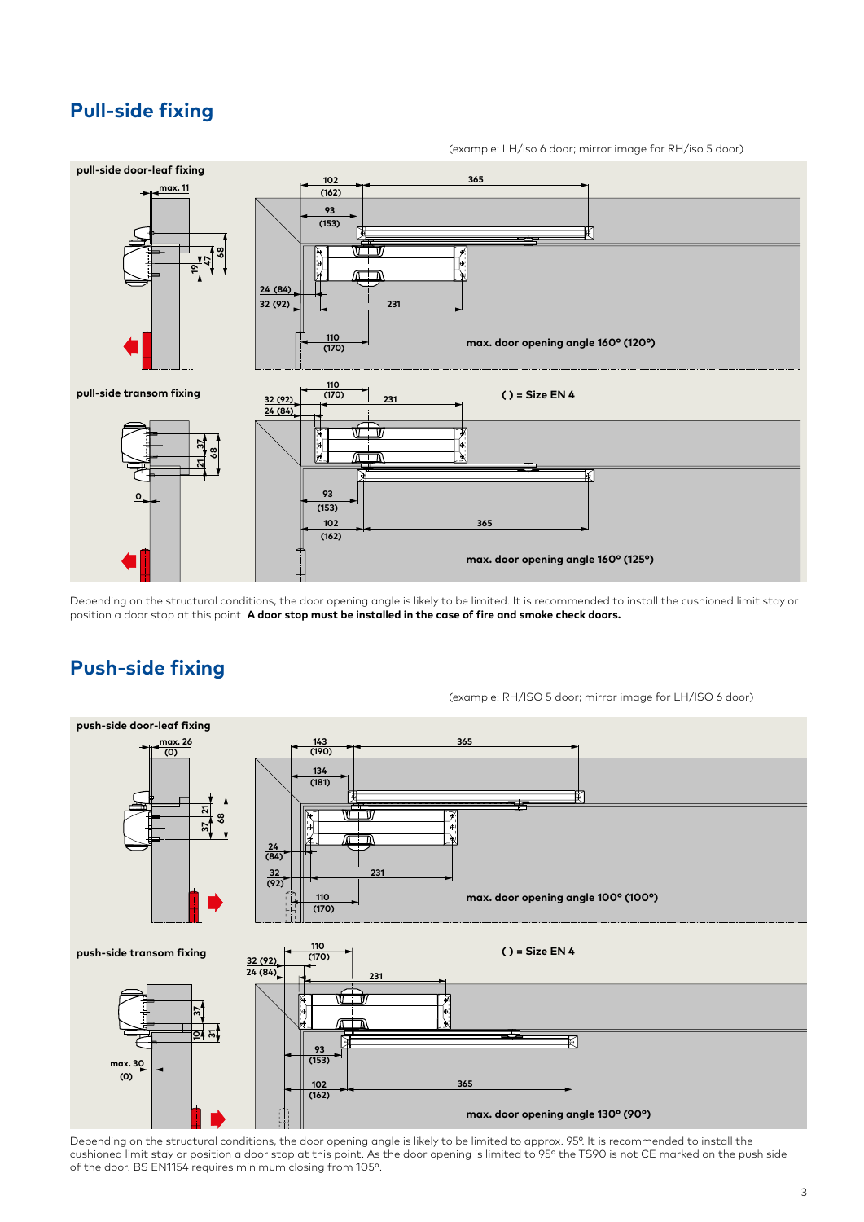## Pull-side fixing

(example: LH/iso 6 door; mirror image for RH/iso 5 door)

**pull-side door-leaf fixing**

max. 11

19 47 68

102 (162) 365

93 (153)

24 (84)

32 (92) 231

110 (170)

**max. door opening angle 160° (120°)**

**pull-side transom fixing**

110 (170)

32 (92) 231

24 (84)

**( ) = Size EN 4**

37 68

21

0

93 (153)

102 (162) 365

**max. door opening angle 160° (125°)**

Depending on the structural conditions, the door opening angle is likely to be limited. It is recommended to install the cushioned limit stay or position a door stop at this point. **A door stop must be installed in the case of fire and smoke check doors.**

## Push-side fixing

(example: RH/ISO 5 door; mirror image for LH/ISO 6 door)

**push-side door-leaf fixing**

max. 26 (0)

21 68

37

143 (190) 365

134 (181)

24 (84)

32 (92) 231

110 (170)

**max. door opening angle 100° (100°)**

**push-side transom fixing**

110 (170)

32 (92)

24 (84) 231

**( ) = Size EN 4**

37

10 31

max. 30 (0)

93 (153)

102 (162) 365

**max. door opening angle 130° (90°)**

Depending on the structural conditions, the door opening angle is likely to be limited to approx. 95°. It is recommended to install the cushioned limit stay or position a door stop at this point. As the door opening is limited to 95° the TS90 is not CE marked on the push side of the door. BS EN1154 requires minimum closing from 105°.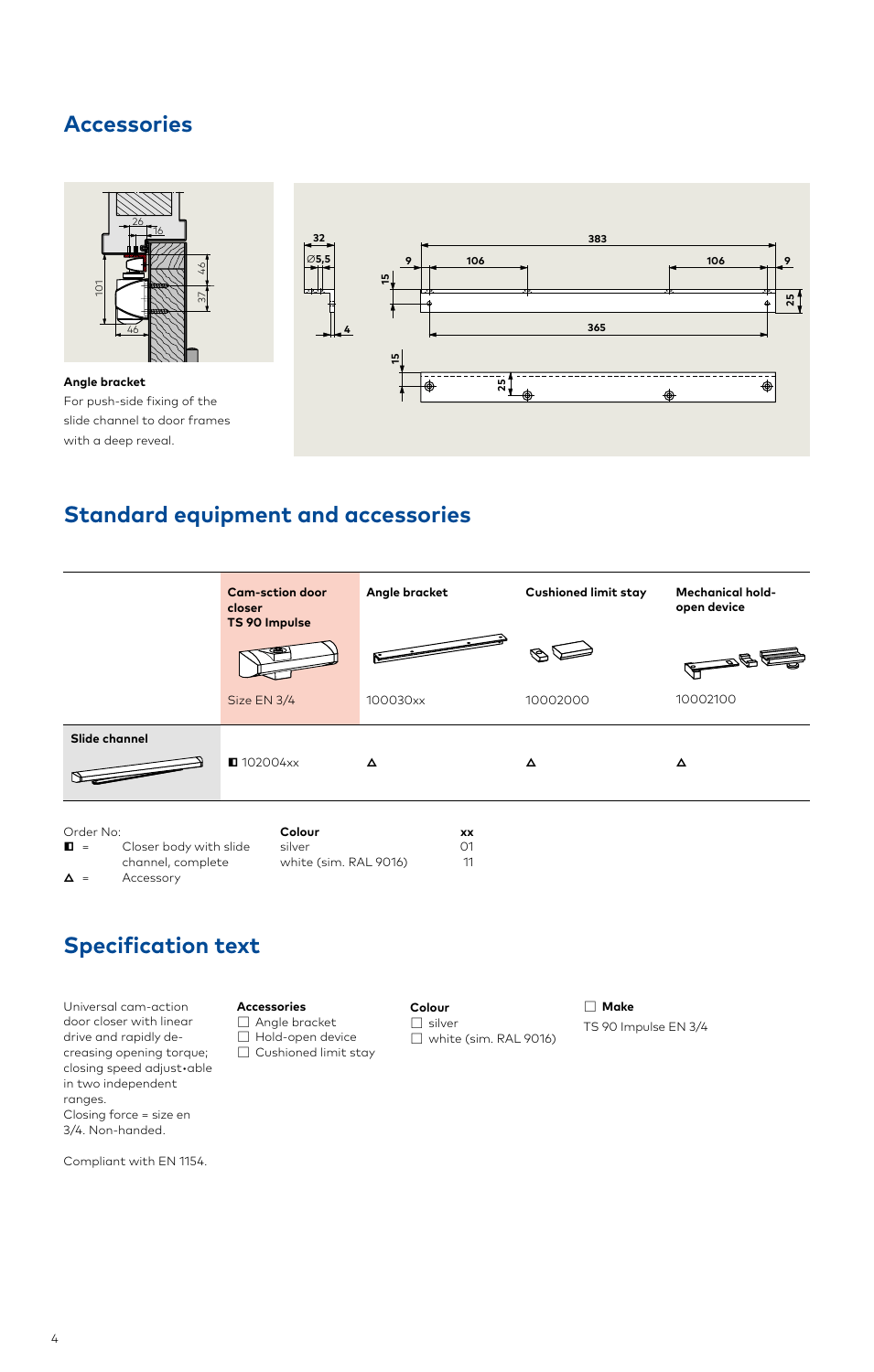## Accessories

**Angle bracket**
For push-side fixing of the slide channel to door frames with a deep reveal.

## Standard equipment and accessories

| | Cam-sction door closer TS 90 Impulse | Angle bracket | Cushioned limit stay | Mechanical hold-open device |
|---|---|---|---|---|
| | Size EN 3/4 | 100030xx | 10002000 | 10002100 |
| **Slide channel** | ◧ 102004xx | △ | △ | △ |

Order No:
◧ = Closer body with slide channel, complete
△ = Accessory

| Colour | xx |
|---|---|
| silver | 01 |
| white (sim. RAL 9016) | 11 |

## Specification text

Universal cam-action door closer with linear drive and rapidly decreasing opening torque; closing speed adjust•able in two independent ranges.
Closing force = size en 3/4. Non-handed.

Compliant with EN 1154.

**Accessories**
☐ Angle bracket
☐ Hold-open device
☐ Cushioned limit stay

**Colour**
☐ silver
☐ white (sim. RAL 9016)

☐ **Make**
TS 90 Impulse EN 3/4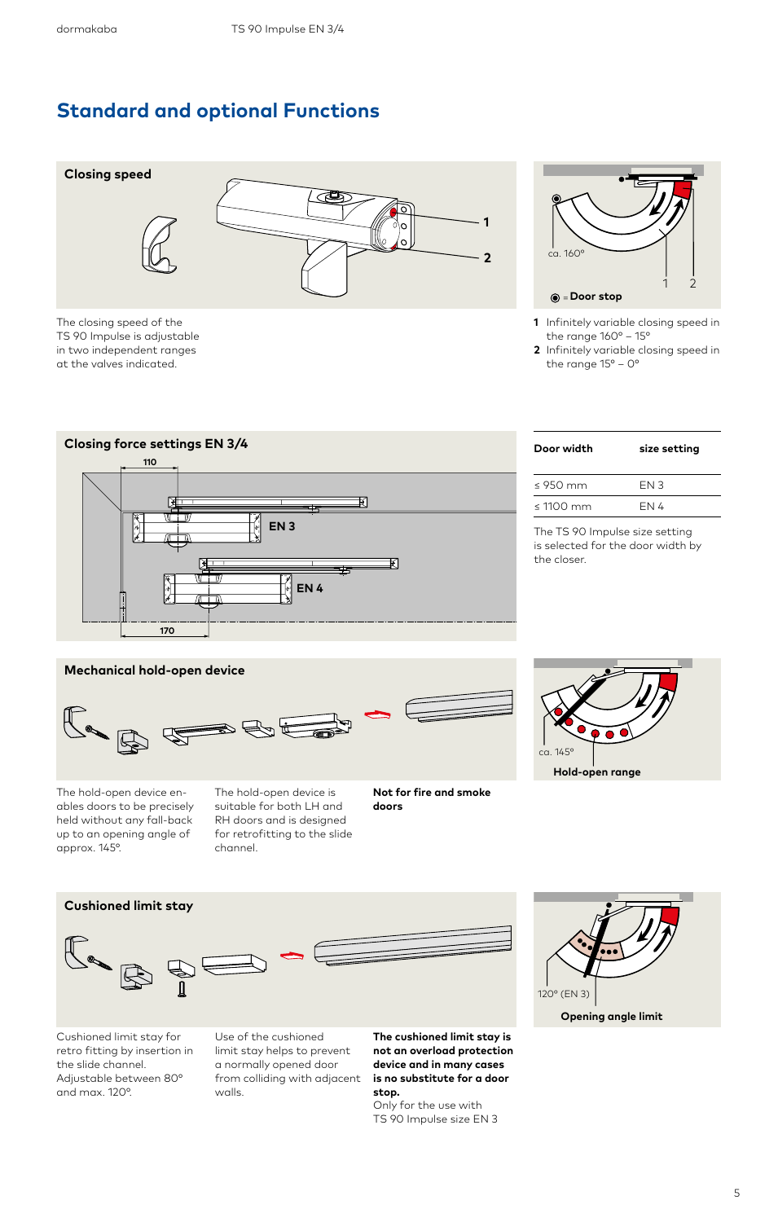# Standard and optional Functions

## Closing speed

The closing speed of the TS 90 Impulse is adjustable in two independent ranges at the valves indicated.

ca. 160°

◉ = **Door stop**

1. Infinitely variable closing speed in the range 160° – 15°
2. Infinitely variable closing speed in the range 15° – 0°

## Closing force settings EN 3/4

| Door width | size setting |
|---|---|
| ≤ 950 mm | EN 3 |
| ≤ 1100 mm | EN 4 |

The TS 90 Impulse size setting is selected for the door width by the closer.

## Mechanical hold-open device

The hold-open device enables doors to be precisely held without any fall-back up to an opening angle of approx. 145°.

The hold-open device is suitable for both LH and RH doors and is designed for retrofitting to the slide channel.

**Not for fire and smoke doors**

ca. 145°

**Hold-open range**

## Cushioned limit stay

Cushioned limit stay for retro fitting by insertion in the slide channel. Adjustable between 80° and max. 120°.

Use of the cushioned limit stay helps to prevent a normally opened door from colliding with adjacent walls.

**The cushioned limit stay is not an overload protection device and in many cases is no substitute for a door stop.**
Only for the use with TS 90 Impulse size EN 3

120° (EN 3)

**Opening angle limit**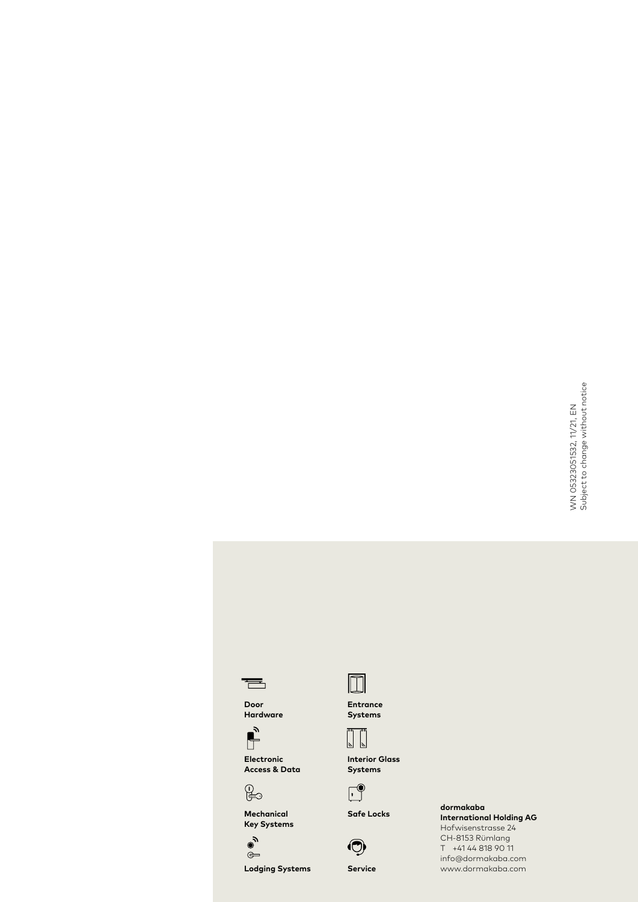WN 05323051532, 11/21, EN
Subject to change without notice

**Door Hardware**

**Entrance Systems**

**Electronic Access & Data**

**Interior Glass Systems**

**Mechanical Key Systems**

**Safe Locks**

**Lodging Systems**

**Service**

**dormakaba**
**International Holding AG**
Hofwisenstrasse 24
CH-8153 Rümlang
T +41 44 818 90 11
info@dormakaba.com
www.dormakaba.com